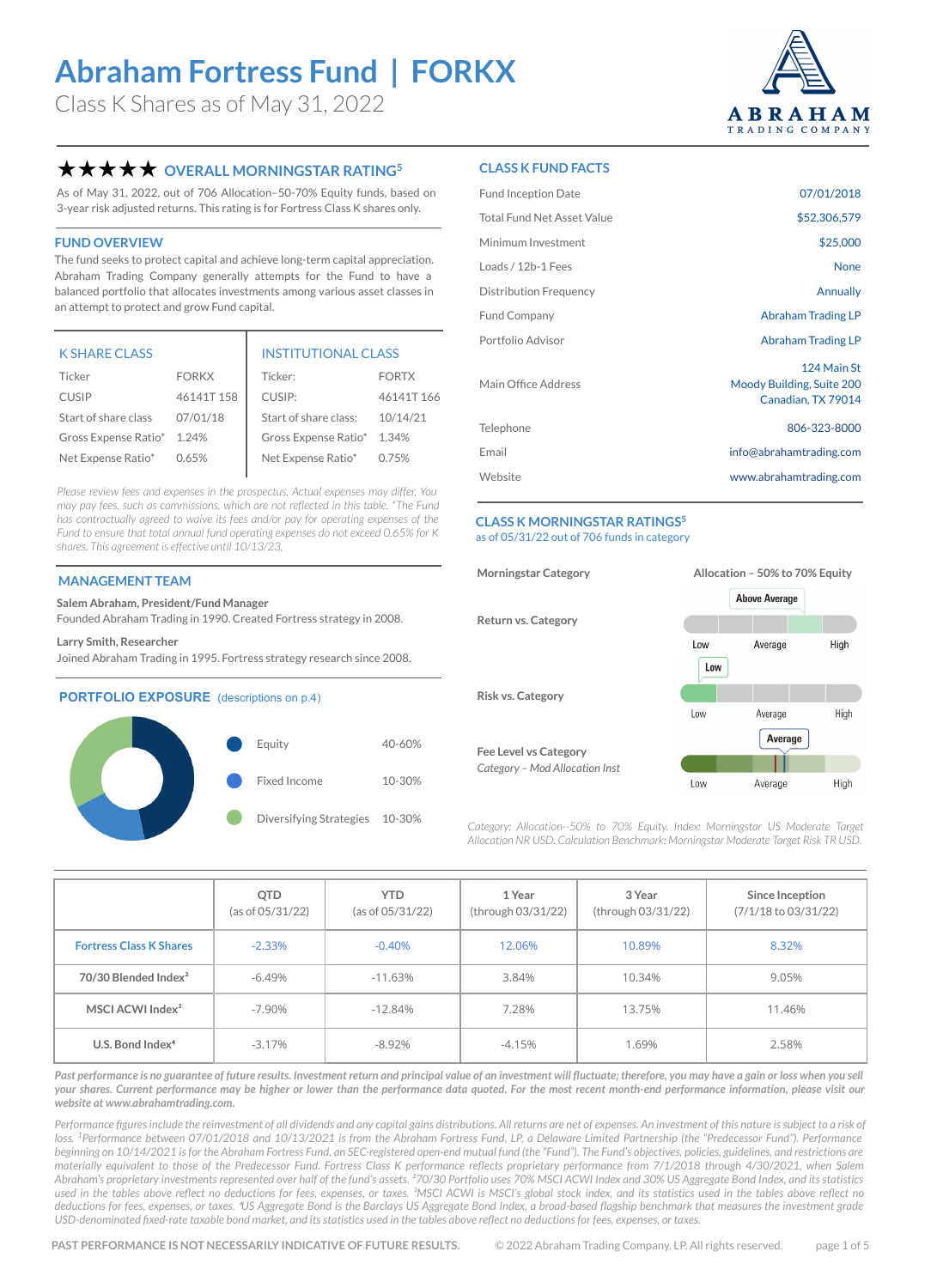# Abraham Fortress Fund | FORKX

Class K Shares as of May 31, 2022

ABRAHAM TRADING COMPANY

## ★★★★★ OVERALL MORNINGSTAR RATING[5]

As of May 31, 2022, out of 706 Allocation–50-70% Equity funds, based on 3-year risk adjusted returns. This rating is for Fortress Class K shares only.

## FUND OVERVIEW

The fund seeks to protect capital and achieve long-term capital appreciation. Abraham Trading Company generally attempts for the Fund to have a balanced portfolio that allocates investments among various asset classes in an attempt to protect and grow Fund capital.

| K SHARE CLASS | | INSTITUTIONAL CLASS | |
|---|---|---|---|
| Ticker | FORKX | Ticker: | FORTX |
| CUSIP | 46141T 158 | CUSIP: | 46141T 166 |
| Start of share class | 07/01/18 | Start of share class: | 10/14/21 |
| Gross Expense Ratio* | 1.24% | Gross Expense Ratio* | 1.34% |
| Net Expense Ratio* | 0.65% | Net Expense Ratio* | 0.75% |

*Please review fees and expenses in the prospectus. Actual expenses may differ. You may pay fees, such as commissions, which are not reflected in this table. *The Fund has contractually agreed to waive its fees and/or pay for operating expenses of the Fund to ensure that total annual fund operating expenses do not exceed 0.65% for K shares. This agreement is effective until 10/13/23.*

## MANAGEMENT TEAM

**Salem Abraham, President/Fund Manager**
Founded Abraham Trading in 1990. Created Fortress strategy in 2008.

**Larry Smith, Researcher**
Joined Abraham Trading in 1995. Fortress strategy research since 2008.

## PORTFOLIO EXPOSURE (descriptions on p.4)

Equity 40-60%
Fixed Income 10-30%
Diversifying Strategies 10-30%

## CLASS K FUND FACTS

| | |
|---|---|
| Fund Inception Date | 07/01/2018 |
| Total Fund Net Asset Value | $52,306,579 |
| Minimum Investment | $25,000 |
| Loads / 12b-1 Fees | None |
| Distribution Frequency | Annually |
| Fund Company | Abraham Trading LP |
| Portfolio Advisor | Abraham Trading LP |
| Main Office Address | 124 Main St, Moody Building, Suite 200, Canadian, TX 79014 |
| Telephone | 806-323-8000 |
| Email | info@abrahamtrading.com |
| Website | www.abrahamtrading.com |

## CLASS K MORNINGSTAR RATINGS[5]

as of 05/31/22 out of 706 funds in category

Morningstar Category: Allocation – 50% to 70% Equity

Return vs. Category: Above Average
Low Average High

Risk vs. Category: Low
Low Average High

Fee Level vs Category: Average
*Category – Mod Allocation Inst*
Low Average High

*Category: Allocation--50% to 70% Equity. Index: Morningstar US Moderate Target Allocation NR USD. Calculation Benchmark: Morningstar Moderate Target Risk TR USD.*

| | QTD (as of 05/31/22) | YTD (as of 05/31/22) | 1 Year (through 03/31/22) | 3 Year (through 03/31/22) | Since Inception (7/1/18 to 03/31/22) |
|---|---|---|---|---|---|
| Fortress Class K Shares | -2.33% | -0.40% | 12.06% | 10.89% | 8.32% |
| 70/30 Blended Index[2] | -6.49% | -11.63% | 3.84% | 10.34% | 9.05% |
| MSCI ACWI Index[3] | -7.90% | -12.84% | 7.28% | 13.75% | 11.46% |
| U.S. Bond Index[4] | -3.17% | -8.92% | -4.15% | 1.69% | 2.58% |

***Past performance is no guarantee of future results. Investment return and principal value of an investment will fluctuate; therefore, you may have a gain or loss when you sell your shares. Current performance may be higher or lower than the performance data quoted. For the most recent month-end performance information, please visit our website at www.abrahamtrading.com.***

*Performance figures include the reinvestment of all dividends and any capital gains distributions. All returns are net of expenses. An investment of this nature is subject to a risk of loss. [1]Performance between 07/01/2018 and 10/13/2021 is from the Abraham Fortress Fund, LP, a Delaware Limited Partnership (the "Predecessor Fund"). Performance beginning on 10/14/2021 is for the Abraham Fortress Fund, an SEC-registered open-end mutual fund (the "Fund"). The Fund's objectives, policies, guidelines, and restrictions are materially equivalent to those of the Predecessor Fund. Fortress Class K performance reflects proprietary performance from 7/1/2018 through 4/30/2021, when Salem Abraham's proprietary investments represented over half of the fund's assets. [2]70/30 Portfolio uses 70% MSCI ACWI Index and 30% US Aggregate Bond Index, and its statistics used in the tables above reflect no deductions for fees, expenses, or taxes. [3]MSCI ACWI is MSCI's global stock index, and its statistics used in the tables above reflect no deductions for fees, expenses, or taxes. [4]US Aggregate Bond is the Barclays US Aggregate Bond Index, a broad-based flagship benchmark that measures the investment grade USD-denominated fixed-rate taxable bond market, and its statistics used in the tables above reflect no deductions for fees, expenses, or taxes.*

PAST PERFORMANCE IS NOT NECESSARILY INDICATIVE OF FUTURE RESULTS. © 2022 Abraham Trading Company, LP. All rights reserved.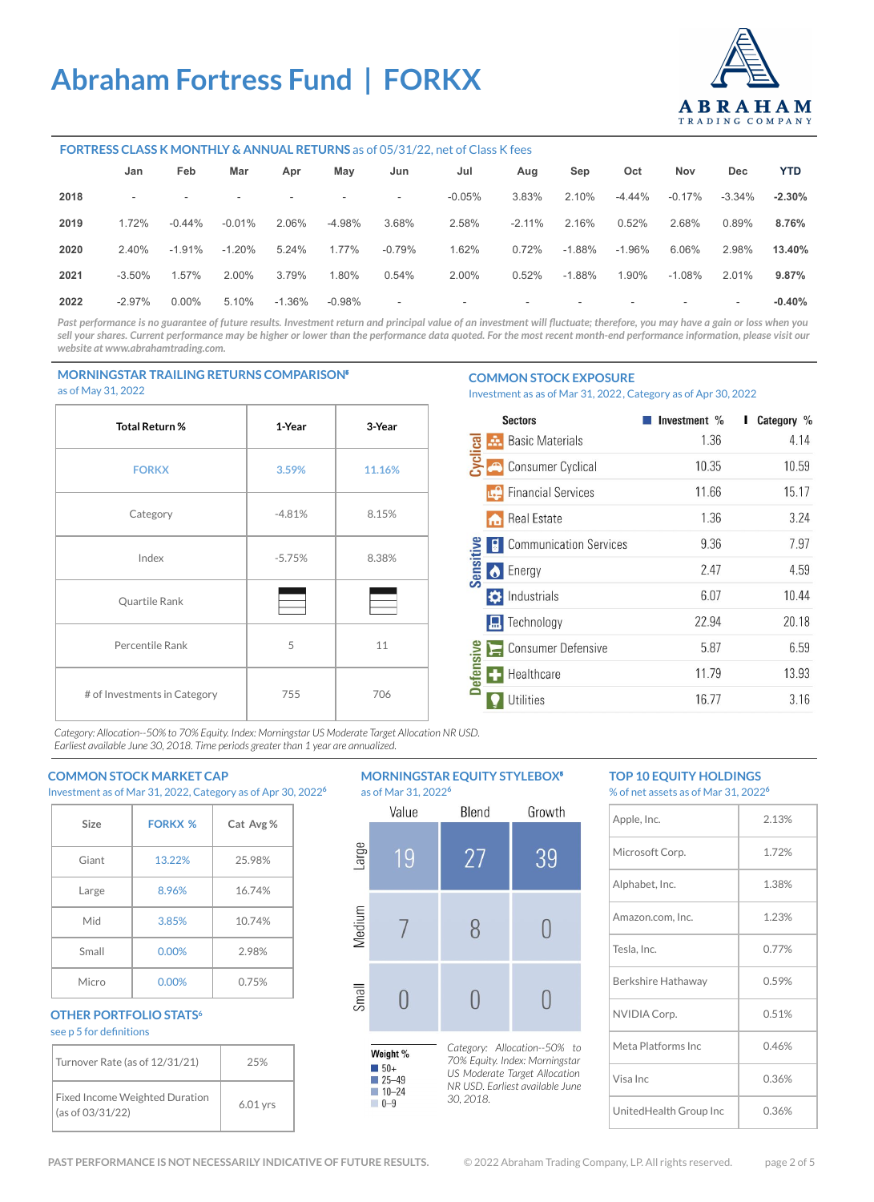# Abraham Fortress Fund | FORKX

## FORTRESS CLASS K MONTHLY & ANNUAL RETURNS as of 05/31/22, net of Class K fees

| | Jan | Feb | Mar | Apr | May | Jun | Jul | Aug | Sep | Oct | Nov | Dec | YTD |
|---|---|---|---|---|---|---|---|---|---|---|---|---|---|
| **2018** | - | - | - | - | - | - | -0.05% | 3.83% | 2.10% | -4.44% | -0.17% | -3.34% | **-2.30%** |
| **2019** | 1.72% | -0.44% | -0.01% | 2.06% | -4.98% | 3.68% | 2.58% | -2.11% | 2.16% | 0.52% | 2.68% | 0.89% | **8.76%** |
| **2020** | 2.40% | -1.91% | -1.20% | 5.24% | 1.77% | -0.79% | 1.62% | 0.72% | -1.88% | -1.96% | 6.06% | 2.98% | **13.40%** |
| **2021** | -3.50% | 1.57% | 2.00% | 3.79% | 1.80% | 0.54% | 2.00% | 0.52% | -1.88% | 1.90% | -1.08% | 2.01% | **9.87%** |
| **2022** | -2.97% | 0.00% | 5.10% | -1.36% | -0.98% | - | - | - | - | - | - | - | **-0.40%** |

*Past performance is no guarantee of future results. Investment return and principal value of an investment will fluctuate; therefore, you may have a gain or loss when you sell your shares. Current performance may be higher or lower than the performance data quoted. For the most recent month-end performance information, please visit our website at www.abrahamtrading.com.*

## MORNINGSTAR TRAILING RETURNS COMPARISON[6]

as of May 31, 2022

| Total Return % | 1-Year | 3-Year |
|---|---|---|
| FORKX | 3.59% | 11.16% |
| Category | -4.81% | 8.15% |
| Index | -5.75% | 8.38% |
| Quartile Rank | | |
| Percentile Rank | 5 | 11 |
| # of Investments in Category | 755 | 706 |

*Category: Allocation--50% to 70% Equity. Index: Morningstar US Moderate Target Allocation NR USD. Earliest available June 30, 2018. Time periods greater than 1 year are annualized.*

## COMMON STOCK EXPOSURE

Investment as of Mar 31, 2022, Category as of Apr 30, 2022

| | Sectors | Investment % | Category % |
|---|---|---|---|
| Cyclical | Basic Materials | 1.36 | 4.14 |
| | Consumer Cyclical | 10.35 | 10.59 |
| | Financial Services | 11.66 | 15.17 |
| | Real Estate | 1.36 | 3.24 |
| Sensitive | Communication Services | 9.36 | 7.97 |
| | Energy | 2.47 | 4.59 |
| | Industrials | 6.07 | 10.44 |
| | Technology | 22.94 | 20.18 |
| Defensive | Consumer Defensive | 5.87 | 6.59 |
| | Healthcare | 11.79 | 13.93 |
| | Utilities | 16.77 | 3.16 |

## COMMON STOCK MARKET CAP

Investment as of Mar 31, 2022, Category as of Apr 30, 2022[6]

| Size | FORKX % | Cat Avg % |
|---|---|---|
| Giant | 13.22% | 25.98% |
| Large | 8.96% | 16.74% |
| Mid | 3.85% | 10.74% |
| Small | 0.00% | 2.98% |
| Micro | 0.00% | 0.75% |

## OTHER PORTFOLIO STATS[6]

see p 5 for definitions

| | |
|---|---|
| Turnover Rate (as of 12/31/21) | 25% |
| Fixed Income Weighted Duration (as of 03/31/22) | 6.01 yrs |

## MORNINGSTAR EQUITY STYLEBOX[6]

as of Mar 31, 2022[6]

| | Value | Blend | Growth |
|---|---|---|---|
| Large | 19 | 27 | 39 |
| Medium | 7 | 8 | 0 |
| Small | 0 | 0 | 0 |

Weight %
50+
25–49
10–24
0–9

*Category: Allocation--50% to 70% Equity. Index: Morningstar US Moderate Target Allocation NR USD. Earliest available June 30, 2018.*

## TOP 10 EQUITY HOLDINGS

% of net assets as of Mar 31, 2022[6]

| | |
|---|---|
| Apple, Inc. | 2.13% |
| Microsoft Corp. | 1.72% |
| Alphabet, Inc. | 1.38% |
| Amazon.com, Inc. | 1.23% |
| Tesla, Inc. | 0.77% |
| Berkshire Hathaway | 0.59% |
| NVIDIA Corp. | 0.51% |
| Meta Platforms Inc | 0.46% |
| Visa Inc | 0.36% |
| UnitedHealth Group Inc | 0.36% |

PAST PERFORMANCE IS NOT NECESSARILY INDICATIVE OF FUTURE RESULTS.

© 2022 Abraham Trading Company, LP. All rights reserved.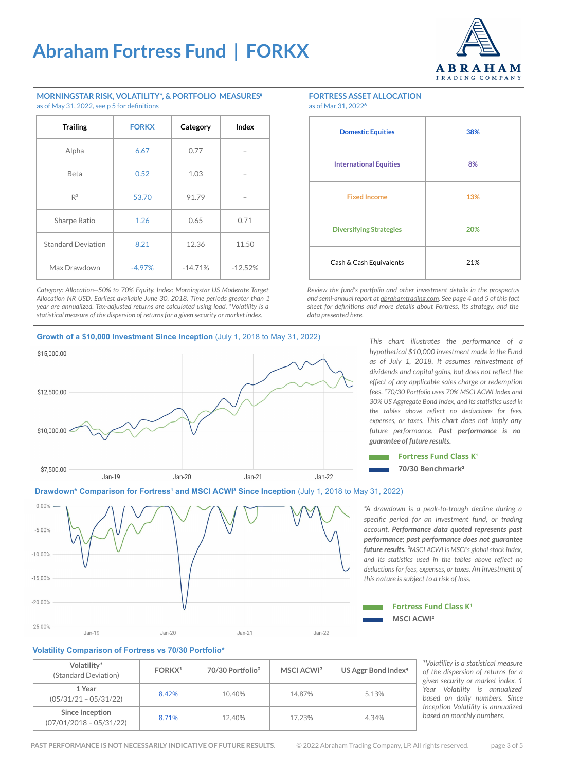# Abraham Fortress Fund | FORKX

ABRAHAM
TRADING COMPANY

### MORNINGSTAR RISK, VOLATILITY*, & PORTFOLIO MEASURES[6]

as of May 31, 2022, see p 5 for definitions

| Trailing | FORKX | Category | Index |
|---|---|---|---|
| Alpha | 6.67 | 0.77 | – |
| Beta | 0.52 | 1.03 | – |
| $R^2$ | 53.70 | 91.79 | – |
| Sharpe Ratio | 1.26 | 0.65 | 0.71 |
| Standard Deviation | 8.21 | 12.36 | 11.50 |
| Max Drawdown | -4.97% | -14.71% | -12.52% |

*Category: Allocation--50% to 70% Equity. Index: Morningstar US Moderate Target Allocation NR USD. Earliest available June 30, 2018. Time periods greater than 1 year are annualized. Tax-adjusted returns are calculated using load. *Volatility is a statistical measure of the dispersion of returns for a given security or market index.*

### FORTRESS ASSET ALLOCATION

as of Mar 31, 2022[6]

| | |
|---|---|
| Domestic Equities | 38% |
| International Equities | 8% |
| Fixed Income | 13% |
| Diversifying Strategies | 20% |
| Cash & Cash Equivalents | 21% |

*Review the fund's portfolio and other investment details in the prospectus and semi-annual report at abrahamtrading.com. See page 4 and 5 of this fact sheet for definitions and more details about Fortress, its strategy, and the data presented here.*

### Growth of a $10,000 Investment Since Inception (July 1, 2018 to May 31, 2022)

$15,000.00
$12,500.00
$10,000.00
$7,500.00
Jan-19
Jan-20
Jan-21
Jan-22

Fortress Fund Class K[1]
70/30 Benchmark[2]

*This chart illustrates the performance of a hypothetical $10,000 investment made in the Fund as of July 1, 2018. It assumes reinvestment of dividends and capital gains, but does not reflect the effect of any applicable sales charge or redemption fees. [2]70/30 Portfolio uses 70% MSCI ACWI Index and 30% US Aggregate Bond Index, and its statistics used in the tables above reflect no deductions for fees, expenses, or taxes. This chart does not imply any future performance.* ***Past performance is no guarantee of future results.***

### Drawdown* Comparison for Fortress[1] and MSCI ACWI[3] Since Inception (July 1, 2018 to May 31, 2022)

0.00%
-5.00%
-10.00%
-15.00%
-20.00%
-25.00%
Jan-19
Jan-20
Jan-21
Jan-22

Fortress Fund Class K[1]
MSCI ACWI[2]

*\*A drawdown is a peak-to-trough decline during a specific period for an investment fund, or trading account.* ***Performance data quoted represents past performance; past performance does not guarantee future results.*** *[2]MSCI ACWI is MSCI's global stock index, and its statistics used in the tables above reflect no deductions for fees, expenses, or taxes. An investment of this nature is subject to a risk of loss.*

### Volatility Comparison of Fortress vs 70/30 Portfolio*

| Volatility* (Standard Deviation) | FORKX[1] | 70/30 Portfolio[2] | MSCI ACWI[3] | US Aggr Bond Index[4] |
|---|---|---|---|---|
| 1 Year (05/31/21 – 05/31/22) | 8.42% | 10.40% | 14.87% | 5.13% |
| Since Inception (07/01/2018 – 05/31/22) | 8.71% | 12.40% | 17.23% | 4.34% |

*\*Volatility is a statistical measure of the dispersion of returns for a given security or market index. 1 Year Volatility is annualized based on daily numbers. Since Inception Volatility is annualized based on monthly numbers.*

PAST PERFORMANCE IS NOT NECESSARILY INDICATIVE OF FUTURE RESULTS.

© 2022 Abraham Trading Company, LP. All rights reserved.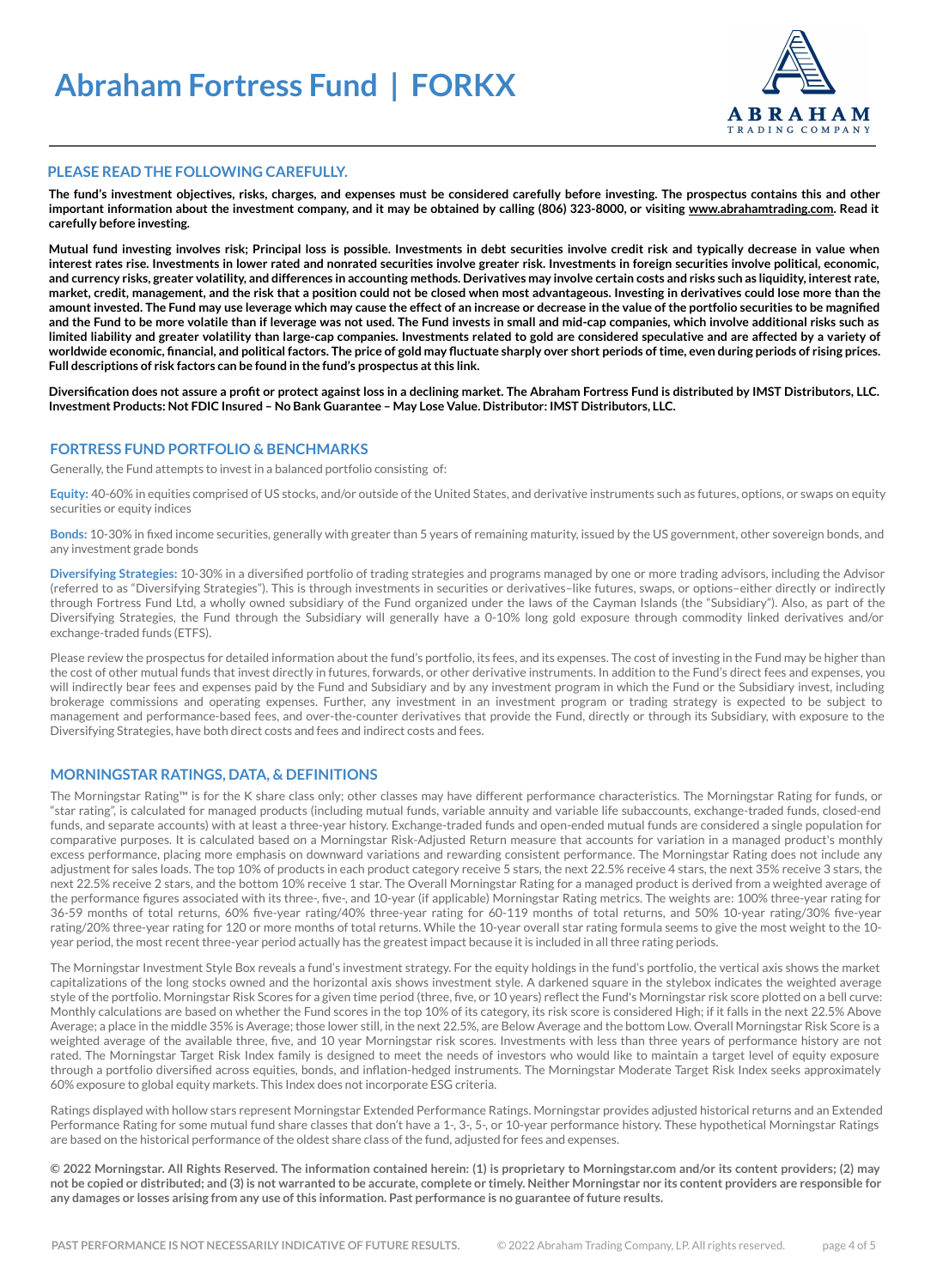# Abraham Fortress Fund | FORKX

ABRAHAM
TRADING COMPANY

## PLEASE READ THE FOLLOWING CAREFULLY.

**The fund's investment objectives, risks, charges, and expenses must be considered carefully before investing. The prospectus contains this and other important information about the investment company, and it may be obtained by calling (806) 323-8000, or visiting www.abrahamtrading.com. Read it carefully before investing.**

**Mutual fund investing involves risk; Principal loss is possible. Investments in debt securities involve credit risk and typically decrease in value when interest rates rise. Investments in lower rated and nonrated securities involve greater risk. Investments in foreign securities involve political, economic, and currency risks, greater volatility, and differences in accounting methods. Derivatives may involve certain costs and risks such as liquidity, interest rate, market, credit, management, and the risk that a position could not be closed when most advantageous. Investing in derivatives could lose more than the amount invested. The Fund may use leverage which may cause the effect of an increase or decrease in the value of the portfolio securities to be magnified and the Fund to be more volatile than if leverage was not used. The Fund invests in small and mid-cap companies, which involve additional risks such as limited liability and greater volatility than large-cap companies. Investments related to gold are considered speculative and are affected by a variety of worldwide economic, financial, and political factors. The price of gold may fluctuate sharply over short periods of time, even during periods of rising prices. Full descriptions of risk factors can be found in the fund's prospectus at this link.**

**Diversification does not assure a profit or protect against loss in a declining market. The Abraham Fortress Fund is distributed by IMST Distributors, LLC. Investment Products: Not FDIC Insured – No Bank Guarantee – May Lose Value. Distributor: IMST Distributors, LLC.**

## FORTRESS FUND PORTFOLIO & BENCHMARKS

Generally, the Fund attempts to invest in a balanced portfolio consisting of:

**Equity:** 40-60% in equities comprised of US stocks, and/or outside of the United States, and derivative instruments such as futures, options, or swaps on equity securities or equity indices

**Bonds:** 10-30% in fixed income securities, generally with greater than 5 years of remaining maturity, issued by the US government, other sovereign bonds, and any investment grade bonds

**Diversifying Strategies:** 10-30% in a diversified portfolio of trading strategies and programs managed by one or more trading advisors, including the Advisor (referred to as "Diversifying Strategies"). This is through investments in securities or derivatives–like futures, swaps, or options–either directly or indirectly through Fortress Fund Ltd, a wholly owned subsidiary of the Fund organized under the laws of the Cayman Islands (the "Subsidiary"). Also, as part of the Diversifying Strategies, the Fund through the Subsidiary will generally have a 0-10% long gold exposure through commodity linked derivatives and/or exchange-traded funds (ETFS).

Please review the prospectus for detailed information about the fund's portfolio, its fees, and its expenses. The cost of investing in the Fund may be higher than the cost of other mutual funds that invest directly in futures, forwards, or other derivative instruments. In addition to the Fund's direct fees and expenses, you will indirectly bear fees and expenses paid by the Fund and Subsidiary and by any investment program in which the Fund or the Subsidiary invest, including brokerage commissions and operating expenses. Further, any investment in an investment program or trading strategy is expected to be subject to management and performance-based fees, and over-the-counter derivatives that provide the Fund, directly or through its Subsidiary, with exposure to the Diversifying Strategies, have both direct costs and fees and indirect costs and fees.

## MORNINGSTAR RATINGS, DATA, & DEFINITIONS

The Morningstar Rating™ is for the K share class only; other classes may have different performance characteristics. The Morningstar Rating for funds, or "star rating", is calculated for managed products (including mutual funds, variable annuity and variable life subaccounts, exchange-traded funds, closed-end funds, and separate accounts) with at least a three-year history. Exchange-traded funds and open-ended mutual funds are considered a single population for comparative purposes. It is calculated based on a Morningstar Risk-Adjusted Return measure that accounts for variation in a managed product's monthly excess performance, placing more emphasis on downward variations and rewarding consistent performance. The Morningstar Rating does not include any adjustment for sales loads. The top 10% of products in each product category receive 5 stars, the next 22.5% receive 4 stars, the next 35% receive 3 stars, the next 22.5% receive 2 stars, and the bottom 10% receive 1 star. The Overall Morningstar Rating for a managed product is derived from a weighted average of the performance figures associated with its three-, five-, and 10-year (if applicable) Morningstar Rating metrics. The weights are: 100% three-year rating for 36-59 months of total returns, 60% five-year rating/40% three-year rating for 60-119 months of total returns, and 50% 10-year rating/30% five-year rating/20% three-year rating for 120 or more months of total returns. While the 10-year overall star rating formula seems to give the most weight to the 10-year period, the most recent three-year period actually has the greatest impact because it is included in all three rating periods.

The Morningstar Investment Style Box reveals a fund's investment strategy. For the equity holdings in the fund's portfolio, the vertical axis shows the market capitalizations of the long stocks owned and the horizontal axis shows investment style. A darkened square in the stylebox indicates the weighted average style of the portfolio. Morningstar Risk Scores for a given time period (three, five, or 10 years) reflect the Fund's Morningstar risk score plotted on a bell curve: Monthly calculations are based on whether the Fund scores in the top 10% of its category, its risk score is considered High; if it falls in the next 22.5% Above Average; a place in the middle 35% is Average; those lower still, in the next 22.5%, are Below Average and the bottom Low. Overall Morningstar Risk Score is a weighted average of the available three, five, and 10 year Morningstar risk scores. Investments with less than three years of performance history are not rated. The Morningstar Target Risk Index family is designed to meet the needs of investors who would like to maintain a target level of equity exposure through a portfolio diversified across equities, bonds, and inflation-hedged instruments. The Morningstar Moderate Target Risk Index seeks approximately 60% exposure to global equity markets. This Index does not incorporate ESG criteria.

Ratings displayed with hollow stars represent Morningstar Extended Performance Ratings. Morningstar provides adjusted historical returns and an Extended Performance Rating for some mutual fund share classes that don't have a 1-, 3-, 5-, or 10-year performance history. These hypothetical Morningstar Ratings are based on the historical performance of the oldest share class of the fund, adjusted for fees and expenses.

**© 2022 Morningstar. All Rights Reserved. The information contained herein: (1) is proprietary to Morningstar.com and/or its content providers; (2) may not be copied or distributed; and (3) is not warranted to be accurate, complete or timely. Neither Morningstar nor its content providers are responsible for any damages or losses arising from any use of this information. Past performance is no guarantee of future results.**

PAST PERFORMANCE IS NOT NECESSARILY INDICATIVE OF FUTURE RESULTS. © 2022 Abraham Trading Company, LP. All rights reserved.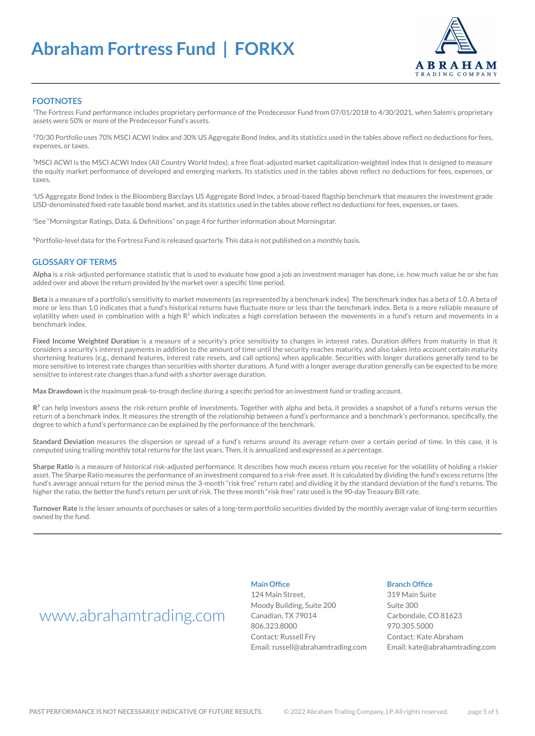# Abraham Fortress Fund | FORKX

ABRAHAM
TRADING COMPANY

## FOOTNOTES

[1]The Fortress Fund performance includes proprietary performance of the Predecessor Fund from 07/01/2018 to 4/30/2021, when Salem's proprietary assets were 50% or more of the Predecessor Fund's assets.

[2]70/30 Portfolio uses 70% MSCI ACWI Index and 30% US Aggregate Bond Index, and its statistics used in the tables above reflect no deductions for fees, expenses, or taxes.

[3]MSCI ACWI is the MSCI ACWI Index (All Country World Index), a free float-adjusted market capitalization-weighted index that is designed to measure the equity market performance of developed and emerging markets. Its statistics used in the tables above reflect no deductions for fees, expenses, or taxes.

[4]US Aggregate Bond Index is the Bloomberg Barclays US Aggregate Bond Index, a broad-based flagship benchmark that measures the investment grade USD-denominated fixed-rate taxable bond market, and its statistics used in the tables above reflect no deductions for fees, expenses, or taxes.

[5]See "Morningstar Ratings, Data, & Definitions" on page 4 for further information about Morningstar.

[6]Portfolio-level data for the Fortress Fund is released quarterly. This data is not published on a monthly basis.

## GLOSSARY OF TERMS

**Alpha** is a risk-adjusted performance statistic that is used to evaluate how good a job an investment manager has done, i.e. how much value he or she has added over and above the return provided by the market over a specific time period.

**Beta** is a measure of a portfolio's sensitivity to market movements (as represented by a benchmark index). The benchmark index has a beta of 1.0. A beta of more or less than 1.0 indicates that a fund's historical returns have fluctuate more or less than the benchmark index. Beta is a more reliable measure of volatility when used in combination with a high $R^2$ which indicates a high correlation between the movements in a fund's return and movements in a benchmark index.

**Fixed Income Weighted Duration** is a measure of a security's price sensitivity to changes in interest rates. Duration differs from maturity in that it considers a security's interest payments in addition to the amount of time until the security reaches maturity, and also takes into account certain maturity shortening features (e.g., demand features, interest rate resets, and call options) when applicable. Securities with longer durations generally tend to be more sensitive to interest rate changes than securities with shorter durations. A fund with a longer average duration generally can be expected to be more sensitive to interest rate changes than a fund with a shorter average duration.

**Max Drawdown** is the maximum peak-to-trough decline during a specific period for an investment fund or trading account.

**$R^2$** can help investors assess the risk-return profile of investments. Together with alpha and beta, it provides a snapshot of a fund's returns versus the return of a benchmark index. It measures the strength of the relationship between a fund's performance and a benchmark's performance, specifically, the degree to which a fund's performance can be explained by the performance of the benchmark.

**Standard Deviation** measures the dispersion or spread of a fund's returns around its average return over a certain period of time. In this case, it is computed using trailing monthly total returns for the last years. Then, it is annualized and expressed as a percentage.

**Sharpe Ratio** is a measure of historical risk-adjusted performance. It describes how much excess return you receive for the volatility of holding a riskier asset. The Sharpe Ratio measures the performance of an investment compared to a risk-free asset. It is calculated by dividing the fund's excess returns (the fund's average annual return for the period minus the 3-month "risk free" return rate) and dividing it by the standard deviation of the fund's returns. The higher the ratio, the better the fund's return per unit of risk. The three month "risk free" rate used is the 90-day Treasury Bill rate.

**Turnover Rate** is the lesser amounts of purchases or sales of a long-term portfolio securities divided by the monthly average value of long-term securities owned by the fund.

www.abrahamtrading.com

**Main Office**
124 Main Street,
Moody Building, Suite 200
Canadian, TX 79014
806.323.8000
Contact: Russell Fry
Email: russell@abrahamtrading.com

**Branch Office**
319 Main Suite
Suite 300
Carbondale, CO 81623
970.305.5000
Contact: Kate Abraham
Email: kate@abrahamtrading.com

PAST PERFORMANCE IS NOT NECESSARILY INDICATIVE OF FUTURE RESULTS. © 2022 Abraham Trading Company, LP. All rights reserved.